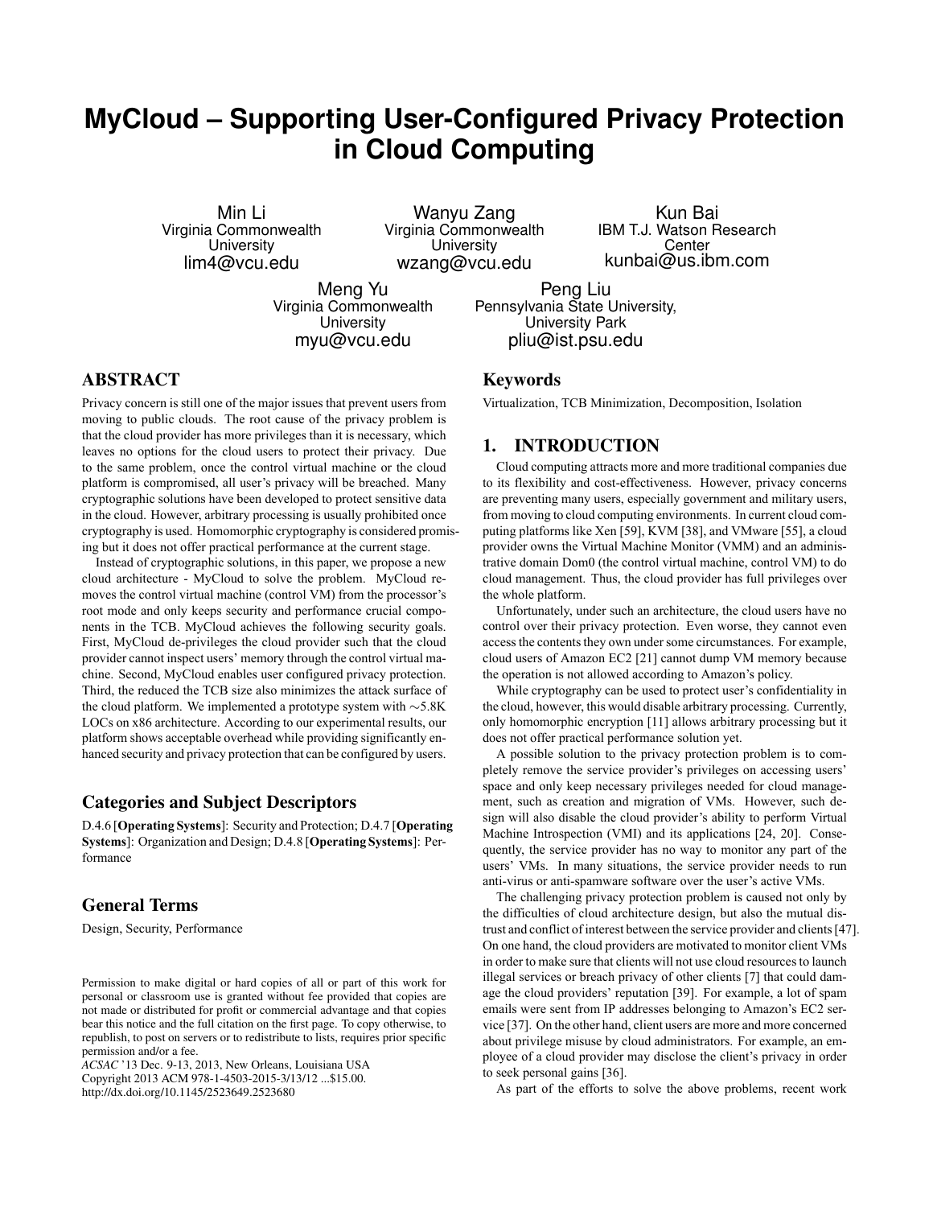# MyCloud – Supporting User-Configured Privacy Protection in Cloud Computing

Min Li
Virginia Commonwealth University
lim4@vcu.edu

Wanyu Zang
Virginia Commonwealth University
wzang@vcu.edu

Kun Bai
IBM T.J. Watson Research Center
kunbai@us.ibm.com

Meng Yu
Virginia Commonwealth University
myu@vcu.edu

Peng Liu
Pennsylvania State University, University Park
pliu@ist.psu.edu

## ABSTRACT

Privacy concern is still one of the major issues that prevent users from moving to public clouds. The root cause of the privacy problem is that the cloud provider has more privileges than it is necessary, which leaves no options for the cloud users to protect their privacy. Due to the same problem, once the control virtual machine or the cloud platform is compromised, all user's privacy will be breached. Many cryptographic solutions have been developed to protect sensitive data in the cloud. However, arbitrary processing is usually prohibited once cryptography is used. Homomorphic cryptography is considered promising but it does not offer practical performance at the current stage.

Instead of cryptographic solutions, in this paper, we propose a new cloud architecture - MyCloud to solve the problem. MyCloud removes the control virtual machine (control VM) from the processor's root mode and only keeps security and performance crucial components in the TCB. MyCloud achieves the following security goals. First, MyCloud de-privileges the cloud provider such that the cloud provider cannot inspect users' memory through the control virtual machine. Second, MyCloud enables user configured privacy protection. Third, the reduced the TCB size also minimizes the attack surface of the cloud platform. We implemented a prototype system with $\sim$5.8K LOCs on x86 architecture. According to our experimental results, our platform shows acceptable overhead while providing significantly enhanced security and privacy protection that can be configured by users.

### Categories and Subject Descriptors

D.4.6 [**Operating Systems**]: Security and Protection; D.4.7 [**Operating Systems**]: Organization and Design; D.4.8 [**Operating Systems**]: Performance

### General Terms

Design, Security, Performance

Permission to make digital or hard copies of all or part of this work for personal or classroom use is granted without fee provided that copies are not made or distributed for profit or commercial advantage and that copies bear this notice and the full citation on the first page. To copy otherwise, to republish, to post on servers or to redistribute to lists, requires prior specific permission and/or a fee.
*ACSAC* '13 Dec. 9-13, 2013, New Orleans, Louisiana USA
Copyright 2013 ACM 978-1-4503-2015-3/13/12 ...$15.00.
http://dx.doi.org/10.1145/2523649.2523680

### Keywords

Virtualization, TCB Minimization, Decomposition, Isolation

## 1. INTRODUCTION

Cloud computing attracts more and more traditional companies due to its flexibility and cost-effectiveness. However, privacy concerns are preventing many users, especially government and military users, from moving to cloud computing environments. In current cloud computing platforms like Xen [59], KVM [38], and VMware [55], a cloud provider owns the Virtual Machine Monitor (VMM) and an administrative domain Dom0 (the control virtual machine, control VM) to do cloud management. Thus, the cloud provider has full privileges over the whole platform.

Unfortunately, under such an architecture, the cloud users have no control over their privacy protection. Even worse, they cannot even access the contents they own under some circumstances. For example, cloud users of Amazon EC2 [21] cannot dump VM memory because the operation is not allowed according to Amazon's policy.

While cryptography can be used to protect user's confidentiality in the cloud, however, this would disable arbitrary processing. Currently, only homomorphic encryption [11] allows arbitrary processing but it does not offer practical performance solution yet.

A possible solution to the privacy protection problem is to completely remove the service provider's privileges on accessing users' space and only keep necessary privileges needed for cloud management, such as creation and migration of VMs. However, such design will also disable the cloud provider's ability to perform Virtual Machine Introspection (VMI) and its applications [24, 20]. Consequently, the service provider has no way to monitor any part of the users' VMs. In many situations, the service provider needs to run anti-virus or anti-spamware software over the user's active VMs.

The challenging privacy protection problem is caused not only by the difficulties of cloud architecture design, but also the mutual distrust and conflict of interest between the service provider and clients [47]. On one hand, the cloud providers are motivated to monitor client VMs in order to make sure that clients will not use cloud resources to launch illegal services or breach privacy of other clients [7] that could damage the cloud providers' reputation [39]. For example, a lot of spam emails were sent from IP addresses belonging to Amazon's EC2 service [37]. On the other hand, client users are more and more concerned about privilege misuse by cloud administrators. For example, an employee of a cloud provider may disclose the client's privacy in order to seek personal gains [36].

As part of the efforts to solve the above problems, recent work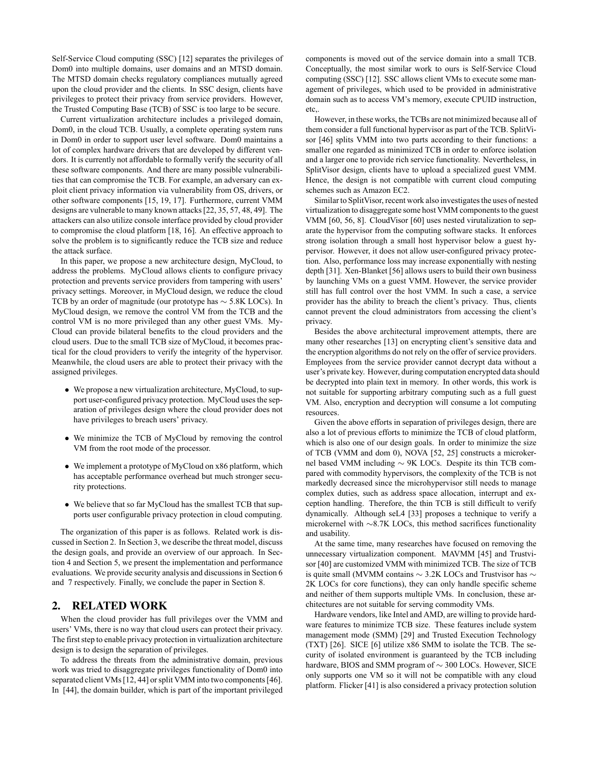Self-Service Cloud computing (SSC) [12] separates the privileges of Dom0 into multiple domains, user domains and an MTSD domain. The MTSD domain checks regulatory compliances mutually agreed upon the cloud provider and the clients. In SSC design, clients have privileges to protect their privacy from service providers. However, the Trusted Computing Base (TCB) of SSC is too large to be secure.

Current virtualization architecture includes a privileged domain, Dom0, in the cloud TCB. Usually, a complete operating system runs in Dom0 in order to support user level software. Dom0 maintains a lot of complex hardware drivers that are developed by different vendors. It is currently not affordable to formally verify the security of all these software components. And there are many possible vulnerabilities that can compromise the TCB. For example, an adversary can exploit client privacy information via vulnerability from OS, drivers, or other software components [15, 19, 17]. Furthermore, current VMM designs are vulnerable to many known attacks [22, 35, 57, 48, 49]. The attackers can also utilize console interface provided by cloud provider to compromise the cloud platform [18, 16]. An effective approach to solve the problem is to significantly reduce the TCB size and reduce the attack surface.

In this paper, we propose a new architecture design, MyCloud, to address the problems. MyCloud allows clients to configure privacy protection and prevents service providers from tampering with users' privacy settings. Moreover, in MyCloud design, we reduce the cloud TCB by an order of magnitude (our prototype has $\sim$ 5.8K LOCs). In MyCloud design, we remove the control VM from the TCB and the control VM is no more privileged than any other guest VMs. MyCloud can provide bilateral benefits to the cloud providers and the cloud users. Due to the small TCB size of MyCloud, it becomes practical for the cloud providers to verify the integrity of the hypervisor. Meanwhile, the cloud users are able to protect their privacy with the assigned privileges.

- We propose a new virtualization architecture, MyCloud, to support user-configured privacy protection. MyCloud uses the separation of privileges design where the cloud provider does not have privileges to breach users' privacy.

- We minimize the TCB of MyCloud by removing the control VM from the root mode of the processor.

- We implement a prototype of MyCloud on x86 platform, which has acceptable performance overhead but much stronger security protections.

- We believe that so far MyCloud has the smallest TCB that supports user configurable privacy protection in cloud computing.

The organization of this paper is as follows. Related work is discussed in Section 2. In Section 3, we describe the threat model, discuss the design goals, and provide an overview of our approach. In Section 4 and Section 5, we present the implementation and performance evaluations. We provide security analysis and discussions in Section 6 and 7 respectively. Finally, we conclude the paper in Section 8.

## 2. RELATED WORK

When the cloud provider has full privileges over the VMM and users' VMs, there is no way that cloud users can protect their privacy. The first step to enable privacy protection in virtualization architecture design is to design the separation of privileges.

To address the threats from the administrative domain, previous work was tried to disaggregate privileges functionality of Dom0 into separated client VMs [12, 44] or split VMM into two components [46]. In [44], the domain builder, which is part of the important privileged components is moved out of the service domain into a small TCB. Conceptually, the most similar work to ours is Self-Service Cloud computing (SSC) [12]. SSC allows client VMs to execute some management of privileges, which used to be provided in administrative domain such as to access VM's memory, execute CPUID instruction, etc,.

However, in these works, the TCBs are not minimized because all of them consider a full functional hypervisor as part of the TCB. SplitVisor [46] splits VMM into two parts according to their functions: a smaller one regarded as minimized TCB in order to enforce isolation and a larger one to provide rich service functionality. Nevertheless, in SplitVisor design, clients have to upload a specialized guest VMM. Hence, the design is not compatible with current cloud computing schemes such as Amazon EC2.

Similar to SplitVisor, recent work also investigates the uses of nested virtualization to disaggregate some host VMM components to the guest VMM [60, 56, 8]. CloudVisor [60] uses nested virutalization to separate the hypervisor from the computing software stacks. It enforces strong isolation through a small host hypervisor below a guest hypervisor. However, it does not allow user-configured privacy protection. Also, performance loss may increase exponentially with nesting depth [31]. Xen-Blanket [56] allows users to build their own business by launching VMs on a guest VMM. However, the service provider still has full control over the host VMM. In such a case, a service provider has the ability to breach the client's privacy. Thus, clients cannot prevent the cloud administrators from accessing the client's privacy.

Besides the above architectural improvement attempts, there are many other researches [13] on encrypting client's sensitive data and the encryption algorithms do not rely on the offer of service providers. Employees from the service provider cannot decrypt data without a user's private key. However, during computation encrypted data should be decrypted into plain text in memory. In other words, this work is not suitable for supporting arbitrary computing such as a full guest VM. Also, encryption and decryption will consume a lot computing resources.

Given the above efforts in separation of privileges design, there are also a lot of previous efforts to minimize the TCB of cloud platform, which is also one of our design goals. In order to minimize the size of TCB (VMM and dom 0), NOVA [52, 25] constructs a microkernel based VMM including $\sim$ 9K LOCs. Despite its thin TCB compared with commodity hypervisors, the complexity of the TCB is not markedly decreased since the microhypervisor still needs to manage complex duties, such as address space allocation, interrupt and exception handling. Therefore, the thin TCB is still difficult to verify dynamically. Although seL4 [33] proposes a technique to verify a microkernel with $\sim$8.7K LOCs, this method sacrifices functionality and usability.

At the same time, many researches have focused on removing the unnecessary virtualization component. MAVMM [45] and Trustvisor [40] are customized VMM with minimized TCB. The size of TCB is quite small (MVMM contains $\sim$ 3.2K LOCs and Trustvisor has $\sim$ 2K LOCs for core functions), they can only handle specific scheme and neither of them supports multiple VMs. In conclusion, these architectures are not suitable for serving commodity VMs.

Hardware vendors, like Intel and AMD, are willing to provide hardware features to minimize TCB size. These features include system management mode (SMM) [29] and Trusted Execution Technology (TXT) [26]. SICE [6] utilize x86 SMM to isolate the TCB. The security of isolated environment is guaranteed by the TCB including hardware, BIOS and SMM program of $\sim$ 300 LOCs. However, SICE only supports one VM so it will not be compatible with any cloud platform. Flicker [41] is also considered a privacy protection solution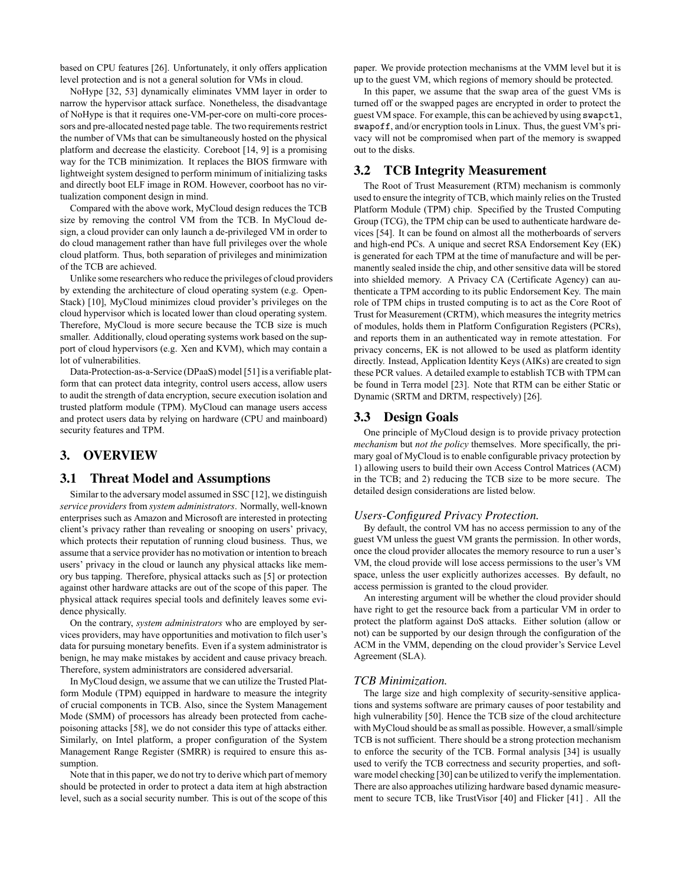based on CPU features [26]. Unfortunately, it only offers application level protection and is not a general solution for VMs in cloud.

NoHype [32, 53] dynamically eliminates VMM layer in order to narrow the hypervisor attack surface. Nonetheless, the disadvantage of NoHype is that it requires one-VM-per-core on multi-core processors and pre-allocated nested page table. The two requirements restrict the number of VMs that can be simultaneously hosted on the physical platform and decrease the elasticity. Coreboot [14, 9] is a promising way for the TCB minimization. It replaces the BIOS firmware with lightweight system designed to perform minimum of initializing tasks and directly boot ELF image in ROM. However, coorboot has no virtualization component design in mind.

Compared with the above work, MyCloud design reduces the TCB size by removing the control VM from the TCB. In MyCloud design, a cloud provider can only launch a de-privileged VM in order to do cloud management rather than have full privileges over the whole cloud platform. Thus, both separation of privileges and minimization of the TCB are achieved.

Unlike some researchers who reduce the privileges of cloud providers by extending the architecture of cloud operating system (e.g. OpenStack) [10], MyCloud minimizes cloud provider's privileges on the cloud hypervisor which is located lower than cloud operating system. Therefore, MyCloud is more secure because the TCB size is much smaller. Additionally, cloud operating systems work based on the support of cloud hypervisors (e.g. Xen and KVM), which may contain a lot of vulnerabilities.

Data-Protection-as-a-Service (DPaaS) model [51] is a verifiable platform that can protect data integrity, control users access, allow users to audit the strength of data encryption, secure execution isolation and trusted platform module (TPM). MyCloud can manage users access and protect users data by relying on hardware (CPU and mainboard) security features and TPM.

## 3. OVERVIEW

### 3.1 Threat Model and Assumptions

Similar to the adversary model assumed in SSC [12], we distinguish *service providers* from *system administrators*. Normally, well-known enterprises such as Amazon and Microsoft are interested in protecting client's privacy rather than revealing or snooping on users' privacy, which protects their reputation of running cloud business. Thus, we assume that a service provider has no motivation or intention to breach users' privacy in the cloud or launch any physical attacks like memory bus tapping. Therefore, physical attacks such as [5] or protection against other hardware attacks are out of the scope of this paper. The physical attack requires special tools and definitely leaves some evidence physically.

On the contrary, *system administrators* who are employed by services providers, may have opportunities and motivation to filch user's data for pursuing monetary benefits. Even if a system administrator is benign, he may make mistakes by accident and cause privacy breach. Therefore, system administrators are considered adversarial.

In MyCloud design, we assume that we can utilize the Trusted Platform Module (TPM) equipped in hardware to measure the integrity of crucial components in TCB. Also, since the System Management Mode (SMM) of processors has already been protected from cache-poisoning attacks [58], we do not consider this type of attacks either. Similarly, on Intel platform, a proper configuration of the System Management Range Register (SMRR) is required to ensure this assumption.

Note that in this paper, we do not try to derive which part of memory should be protected in order to protect a data item at high abstraction level, such as a social security number. This is out of the scope of this paper. We provide protection mechanisms at the VMM level but it is up to the guest VM, which regions of memory should be protected.

In this paper, we assume that the swap area of the guest VMs is turned off or the swapped pages are encrypted in order to protect the guest VM space. For example, this can be achieved by using `swapctl`, `swapoff`, and/or encryption tools in Linux. Thus, the guest VM's privacy will not be compromised when part of the memory is swapped out to the disks.

### 3.2 TCB Integrity Measurement

The Root of Trust Measurement (RTM) mechanism is commonly used to ensure the integrity of TCB, which mainly relies on the Trusted Platform Module (TPM) chip. Specified by the Trusted Computing Group (TCG), the TPM chip can be used to authenticate hardware devices [54]. It can be found on almost all the motherboards of servers and high-end PCs. A unique and secret RSA Endorsement Key (EK) is generated for each TPM at the time of manufacture and will be permanently sealed inside the chip, and other sensitive data will be stored into shielded memory. A Privacy CA (Certificate Agency) can authenticate a TPM according to its public Endorsement Key. The main role of TPM chips in trusted computing is to act as the Core Root of Trust for Measurement (CRTM), which measures the integrity metrics of modules, holds them in Platform Configuration Registers (PCRs), and reports them in an authenticated way in remote attestation. For privacy concerns, EK is not allowed to be used as platform identity directly. Instead, Application Identity Keys (AIKs) are created to sign these PCR values. A detailed example to establish TCB with TPM can be found in Terra model [23]. Note that RTM can be either Static or Dynamic (SRTM and DRTM, respectively) [26].

### 3.3 Design Goals

One principle of MyCloud design is to provide privacy protection *mechanism* but *not the policy* themselves. More specifically, the primary goal of MyCloud is to enable configurable privacy protection by 1) allowing users to build their own Access Control Matrices (ACM) in the TCB; and 2) reducing the TCB size to be more secure. The detailed design considerations are listed below.

#### *Users-Configured Privacy Protection.*

By default, the control VM has no access permission to any of the guest VM unless the guest VM grants the permission. In other words, once the cloud provider allocates the memory resource to run a user's VM, the cloud provide will lose access permissions to the user's VM space, unless the user explicitly authorizes accesses. By default, no access permission is granted to the cloud provider.

An interesting argument will be whether the cloud provider should have right to get the resource back from a particular VM in order to protect the platform against DoS attacks. Either solution (allow or not) can be supported by our design through the configuration of the ACM in the VMM, depending on the cloud provider's Service Level Agreement (SLA).

#### *TCB Minimization.*

The large size and high complexity of security-sensitive applications and systems software are primary causes of poor testability and high vulnerability [50]. Hence the TCB size of the cloud architecture with MyCloud should be as small as possible. However, a small/simple TCB is not sufficient. There should be a strong protection mechanism to enforce the security of the TCB. Formal analysis [34] is usually used to verify the TCB correctness and security properties, and software model checking [30] can be utilized to verify the implementation. There are also approaches utilizing hardware based dynamic measurement to secure TCB, like TrustVisor [40] and Flicker [41] . All the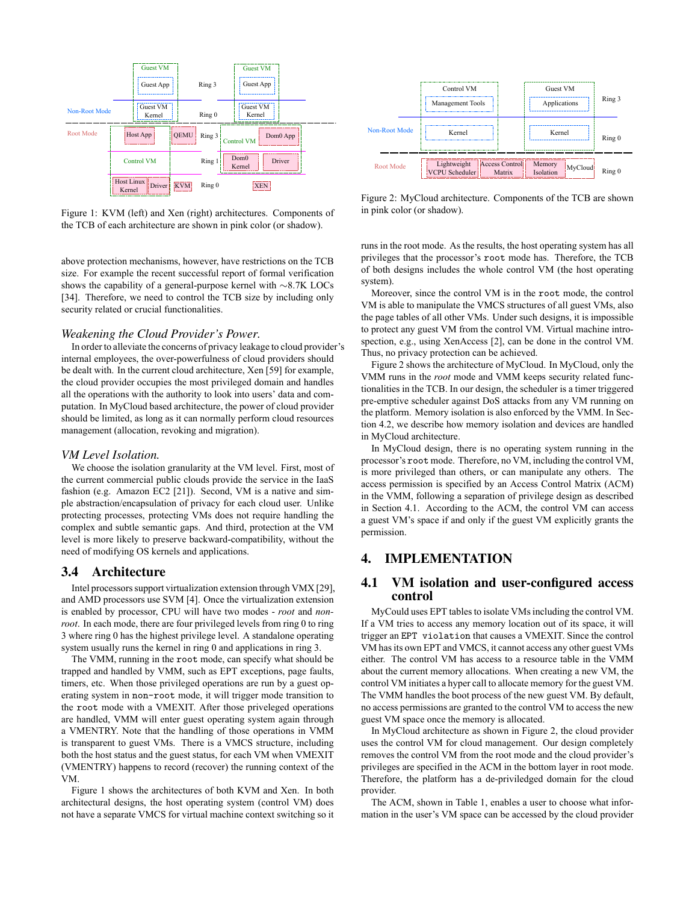Figure 1: KVM (left) and Xen (right) architectures. Components of the TCB of each architecture are shown in pink color (or shadow).

above protection mechanisms, however, have restrictions on the TCB size. For example the recent successful report of formal verification shows the capability of a general-purpose kernel with ∼8.7K LOCs [34]. Therefore, we need to control the TCB size by including only security related or crucial functionalities.

*Weakening the Cloud Provider's Power.*

In order to alleviate the concerns of privacy leakage to cloud provider's internal employees, the over-powerfulness of cloud providers should be dealt with. In the current cloud architecture, Xen [59] for example, the cloud provider occupies the most privileged domain and handles all the operations with the authority to look into users' data and computation. In MyCloud based architecture, the power of cloud provider should be limited, as long as it can normally perform cloud resources management (allocation, revoking and migration).

*VM Level Isolation.*

We choose the isolation granularity at the VM level. First, most of the current commercial public clouds provide the service in the IaaS fashion (e.g. Amazon EC2 [21]). Second, VM is a native and simple abstraction/encapsulation of privacy for each cloud user. Unlike protecting processes, protecting VMs does not require handling the complex and subtle semantic gaps. And third, protection at the VM level is more likely to preserve backward-compatibility, without the need of modifying OS kernels and applications.

## 3.4 Architecture

Intel processors support virtualization extension through VMX [29], and AMD processors use SVM [4]. Once the virtualization extension is enabled by processor, CPU will have two modes - *root* and *non-root*. In each mode, there are four privileged levels from ring 0 to ring 3 where ring 0 has the highest privilege level. A standalone operating system usually runs the kernel in ring 0 and applications in ring 3.

The VMM, running in the `root` mode, can specify what should be trapped and handled by VMM, such as EPT exceptions, page faults, timers, etc. When those privileged operations are run by a guest operating system in `non-root` mode, it will trigger mode transition to the `root` mode with a VMEXIT. After those priveleged operations are handled, VMM will enter guest operating system again through a VMENTRY. Note that the handling of those operations in VMM is transparent to guest VMs. There is a VMCS structure, including both the host status and the guest status, for each VM when VMEXIT (VMENTRY) happens to record (recover) the running context of the VM.

Figure 1 shows the architectures of both KVM and Xen. In both architectural designs, the host operating system (control VM) does not have a separate VMCS for virtual machine context switching so it

Figure 2: MyCloud architecture. Components of the TCB are shown in pink color (or shadow).

runs in the root mode. As the results, the host operating system has all privileges that the processor's `root` mode has. Therefore, the TCB of both designs includes the whole control VM (the host operating system).

Moreover, since the control VM is in the `root` mode, the control VM is able to manipulate the VMCS structures of all guest VMs, also the page tables of all other VMs. Under such designs, it is impossible to protect any guest VM from the control VM. Virtual machine introspection, e.g., using XenAccess [2], can be done in the control VM. Thus, no privacy protection can be achieved.

Figure 2 shows the architecture of MyCloud. In MyCloud, only the VMM runs in the *root* mode and VMM keeps security related functionalities in the TCB. In our design, the scheduler is a timer triggered pre-emptive scheduler against DoS attacks from any VM running on the platform. Memory isolation is also enforced by the VMM. In Section 4.2, we describe how memory isolation and devices are handled in MyCloud architecture.

In MyCloud design, there is no operating system running in the processor's `root` mode. Therefore, no VM, including the control VM, is more privileged than others, or can manipulate any others. The access permission is specified by an Access Control Matrix (ACM) in the VMM, following a separation of privilege design as described in Section 4.1. According to the ACM, the control VM can access a guest VM's space if and only if the guest VM explicitly grants the permission.

# 4. IMPLEMENTATION

## 4.1 VM isolation and user-configured access control

MyCould uses EPT tables to isolate VMs including the control VM. If a VM tries to access any memory location out of its space, it will trigger an `EPT violation` that causes a VMEXIT. Since the control VM has its own EPT and VMCS, it cannot access any other guest VMs either. The control VM has access to a resource table in the VMM about the current memory allocations. When creating a new VM, the control VM initiates a hyper call to allocate memory for the guest VM. The VMM handles the boot process of the new guest VM. By default, no access permissions are granted to the control VM to access the new guest VM space once the memory is allocated.

In MyCloud architecture as shown in Figure 2, the cloud provider uses the control VM for cloud management. Our design completely removes the control VM from the root mode and the cloud provider's privileges are specified in the ACM in the bottom layer in root mode. Therefore, the platform has a de-priviledged domain for the cloud provider.

The ACM, shown in Table 1, enables a user to choose what information in the user's VM space can be accessed by the cloud provider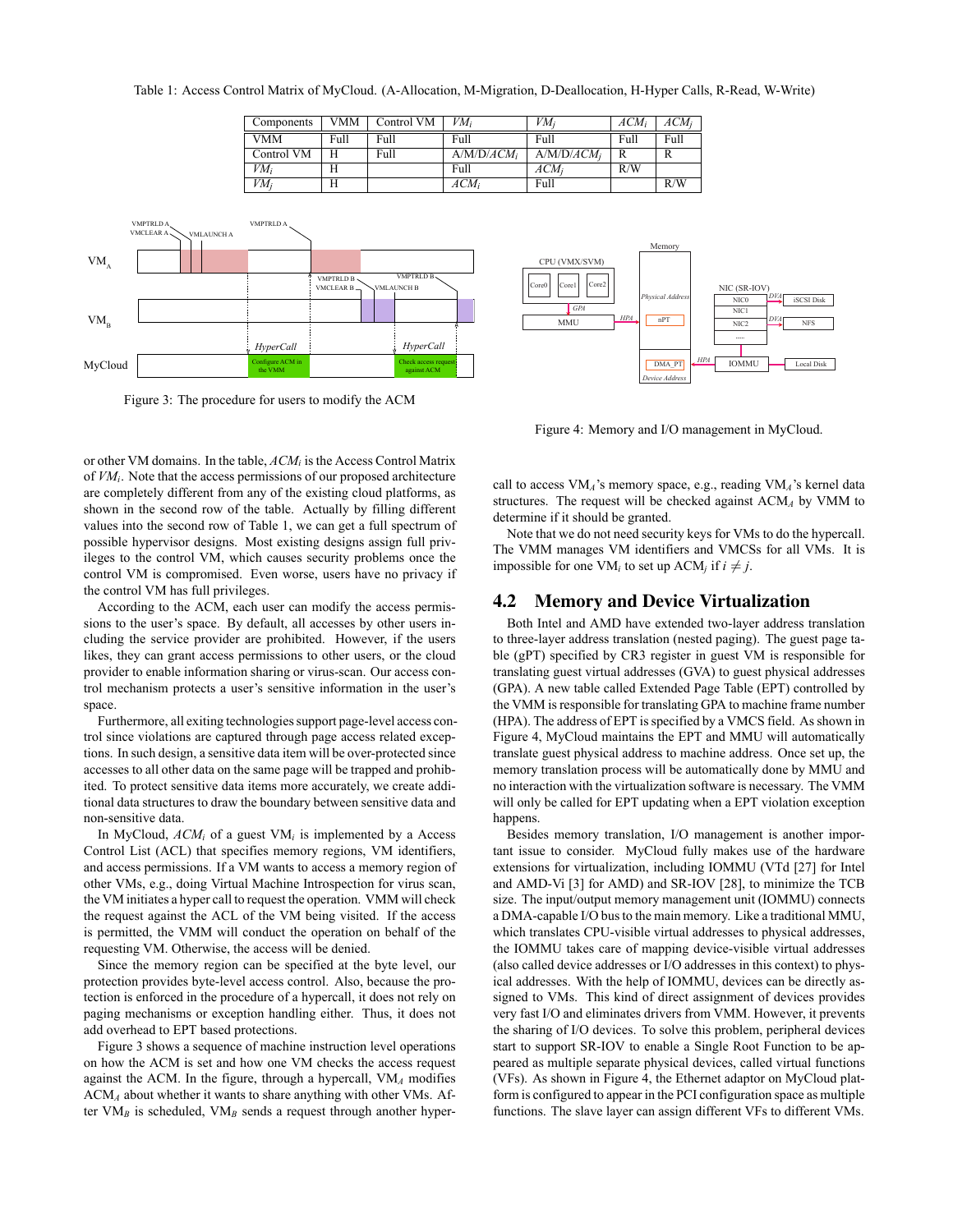Table 1: Access Control Matrix of MyCloud. (A-Allocation, M-Migration, D-Deallocation, H-Hyper Calls, R-Read, W-Write)

| Components | VMM | Control VM | $VM_i$ | $VM_j$ | $ACM_i$ | $ACM_j$ |
|---|---|---|---|---|---|---|
| VMM | Full | Full | Full | Full | Full | Full |
| Control VM | H | Full | A/M/D/$ACM_i$ | A/M/D/$ACM_j$ | R | R |
| $VM_i$ | H | | Full | $ACM_j$ | R/W | |
| $VM_j$ | H | | $ACM_i$ | Full | | R/W |

Figure 3: The procedure for users to modify the ACM

Figure 4: Memory and I/O management in MyCloud.

or other VM domains. In the table, $ACM_i$ is the Access Control Matrix of $VM_i$. Note that the access permissions of our proposed architecture are completely different from any of the existing cloud platforms, as shown in the second row of the table. Actually by filling different values into the second row of Table 1, we can get a full spectrum of possible hypervisor designs. Most existing designs assign full privileges to the control VM, which causes security problems once the control VM is compromised. Even worse, users have no privacy if the control VM has full privileges.

According to the ACM, each user can modify the access permissions to the user's space. By default, all accesses by other users including the service provider are prohibited. However, if the users likes, they can grant access permissions to other users, or the cloud provider to enable information sharing or virus-scan. Our access control mechanism protects a user's sensitive information in the user's space.

Furthermore, all exiting technologies support page-level access control since violations are captured through page access related exceptions. In such design, a sensitive data item will be over-protected since accesses to all other data on the same page will be trapped and prohibited. To protect sensitive data items more accurately, we create additional data structures to draw the boundary between sensitive data and non-sensitive data.

In MyCloud, $ACM_i$ of a guest $VM_i$ is implemented by a Access Control List (ACL) that specifies memory regions, VM identifiers, and access permissions. If a VM wants to access a memory region of other VMs, e.g., doing Virtual Machine Introspection for virus scan, the VM initiates a hyper call to request the operation. VMM will check the request against the ACL of the VM being visited. If the access is permitted, the VMM will conduct the operation on behalf of the requesting VM. Otherwise, the access will be denied.

Since the memory region can be specified at the byte level, our protection provides byte-level access control. Also, because the protection is enforced in the procedure of a hypercall, it does not rely on paging mechanisms or exception handling either. Thus, it does not add overhead to EPT based protections.

Figure 3 shows a sequence of machine instruction level operations on how the ACM is set and how one VM checks the access request against the ACM. In the figure, through a hypercall, $VM_A$ modifies $ACM_A$ about whether it wants to share anything with other VMs. After $VM_B$ is scheduled, $VM_B$ sends a request through another hypercall to access $VM_A$'s memory space, e.g., reading $VM_A$'s kernel data structures. The request will be checked against $ACM_A$ by VMM to determine if it should be granted.

Note that we do not need security keys for VMs to do the hypercall. The VMM manages VM identifiers and VMCSs for all VMs. It is impossible for one $VM_i$ to set up $ACM_j$ if $i \neq j$.

## 4.2 Memory and Device Virtualization

Both Intel and AMD have extended two-layer address translation to three-layer address translation (nested paging). The guest page table (gPT) specified by CR3 register in guest VM is responsible for translating guest virtual addresses (GVA) to guest physical addresses (GPA). A new table called Extended Page Table (EPT) controlled by the VMM is responsible for translating GPA to machine frame number (HPA). The address of EPT is specified by a VMCS field. As shown in Figure 4, MyCloud maintains the EPT and MMU will automatically translate guest physical address to machine address. Once set up, the memory translation process will be automatically done by MMU and no interaction with the virtualization software is necessary. The VMM will only be called for EPT updating when a EPT violation exception happens.

Besides memory translation, I/O management is another important issue to consider. MyCloud fully makes use of the hardware extensions for virtualization, including IOMMU (VTd [27] for Intel and AMD-Vi [3] for AMD) and SR-IOV [28], to minimize the TCB size. The input/output memory management unit (IOMMU) connects a DMA-capable I/O bus to the main memory. Like a traditional MMU, which translates CPU-visible virtual addresses to physical addresses, the IOMMU takes care of mapping device-visible virtual addresses (also called device addresses or I/O addresses in this context) to physical addresses. With the help of IOMMU, devices can be directly assigned to VMs. This kind of direct assignment of devices provides very fast I/O and eliminates drivers from VMM. However, it prevents the sharing of I/O devices. To solve this problem, peripheral devices start to support SR-IOV to enable a Single Root Function to be appeared as multiple separate physical devices, called virtual functions (VFs). As shown in Figure 4, the Ethernet adaptor on MyCloud platform is configured to appear in the PCI configuration space as multiple functions. The slave layer can assign different VFs to different VMs.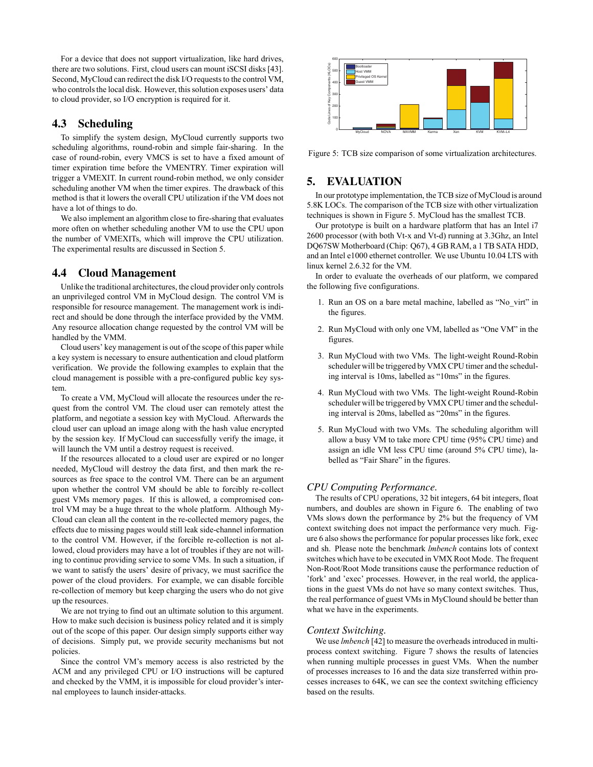For a device that does not support virtualization, like hard drives, there are two solutions. First, cloud users can mount iSCSI disks [43]. Second, MyCloud can redirect the disk I/O requests to the control VM, who controls the local disk. However, this solution exposes users' data to cloud provider, so I/O encryption is required for it.

## 4.3 Scheduling

To simplify the system design, MyCloud currently supports two scheduling algorithms, round-robin and simple fair-sharing. In the case of round-robin, every VMCS is set to have a fixed amount of timer expiration time before the VMENTRY. Timer expiration will trigger a VMEXIT. In current round-robin method, we only consider scheduling another VM when the timer expires. The drawback of this method is that it lowers the overall CPU utilization if the VM does not have a lot of things to do.

We also implement an algorithm close to fire-sharing that evaluates more often on whether scheduling another VM to use the CPU upon the number of VMEXITs, which will improve the CPU utilization. The experimental results are discussed in Section 5.

## 4.4 Cloud Management

Unlike the traditional architectures, the cloud provider only controls an unprivileged control VM in MyCloud design. The control VM is responsible for resource management. The management work is indirect and should be done through the interface provided by the VMM. Any resource allocation change requested by the control VM will be handled by the VMM.

Cloud users' key management is out of the scope of this paper while a key system is necessary to ensure authentication and cloud platform verification. We provide the following examples to explain that the cloud management is possible with a pre-configured public key system.

To create a VM, MyCloud will allocate the resources under the request from the control VM. The cloud user can remotely attest the platform, and negotiate a session key with MyCloud. Afterwards the cloud user can upload an image along with the hash value encrypted by the session key. If MyCloud can successfully verify the image, it will launch the VM until a destroy request is received.

If the resources allocated to a cloud user are expired or no longer needed, MyCloud will destroy the data first, and then mark the resources as free space to the control VM. There can be an argument upon whether the control VM should be able to forcibly re-collect guest VMs memory pages. If this is allowed, a compromised control VM may be a huge threat to the whole platform. Although MyCloud can clean all the content in the re-collected memory pages, the effects due to missing pages would still leak side-channel information to the control VM. However, if the forcible re-collection is not allowed, cloud providers may have a lot of troubles if they are not willing to continue providing service to some VMs. In such a situation, if we want to satisfy the users' desire of privacy, we must sacrifice the power of the cloud providers. For example, we can disable forcible re-collection of memory but keep charging the users who do not give up the resources.

We are not trying to find out an ultimate solution to this argument. How to make such decision is business policy related and it is simply out of the scope of this paper. Our design simply supports either way of decisions. Simply put, we provide security mechanisms but not policies.

Since the control VM's memory access is also restricted by the ACM and any privileged CPU or I/O instructions will be captured and checked by the VMM, it is impossible for cloud provider's internal employees to launch insider-attacks.

Figure 5: TCB size comparison of some virtualization architectures.

# 5. EVALUATION

In our prototype implementation, the TCB size of MyCloud is around 5.8K LOCs. The comparison of the TCB size with other virtualization techniques is shown in Figure 5. MyCloud has the smallest TCB.

Our prototype is built on a hardware platform that has an Intel i7 2600 processor (with both Vt-x and Vt-d) running at 3.3Ghz, an Intel DQ67SW Motherboard (Chip: Q67), 4 GB RAM, a 1 TB SATA HDD, and an Intel e1000 ethernet controller. We use Ubuntu 10.04 LTS with linux kernel 2.6.32 for the VM.

In order to evaluate the overheads of our platform, we compared the following five configurations.

1. Run an OS on a bare metal machine, labelled as "No_virt" in the figures.
2. Run MyCloud with only one VM, labelled as "One VM" in the figures.
3. Run MyCloud with two VMs. The light-weight Round-Robin scheduler will be triggered by VMX CPU timer and the scheduling interval is 10ms, labelled as "10ms" in the figures.
4. Run MyCloud with two VMs. The light-weight Round-Robin scheduler will be triggered by VMX CPU timer and the scheduling interval is 20ms, labelled as "20ms" in the figures.
5. Run MyCloud with two VMs. The scheduling algorithm will allow a busy VM to take more CPU time (95% CPU time) and assign an idle VM less CPU time (around 5% CPU time), labelled as "Fair Share" in the figures.

### *CPU Computing Performance.*

The results of CPU operations, 32 bit integers, 64 bit integers, float numbers, and doubles are shown in Figure 6. The enabling of two VMs slows down the performance by 2% but the frequency of VM context switching does not impact the performance very much. Figure 6 also shows the performance for popular processes like fork, exec and sh. Please note the benchmark *lmbench* contains lots of context switches which have to be executed in VMX Root Mode. The frequent Non-Root/Root Mode transitions cause the performance reduction of 'fork' and 'exec' processes. However, in the real world, the applications in the guest VMs do not have so many context switches. Thus, the real performance of guest VMs in MyClound should be better than what we have in the experiments.

### *Context Switching.*

We use *lmbench* [42] to measure the overheads introduced in multi-process context switching. Figure 7 shows the results of latencies when running multiple processes in guest VMs. When the number of processes increases to 16 and the data size transferred within processes increases to 64K, we can see the context switching efficiency based on the results.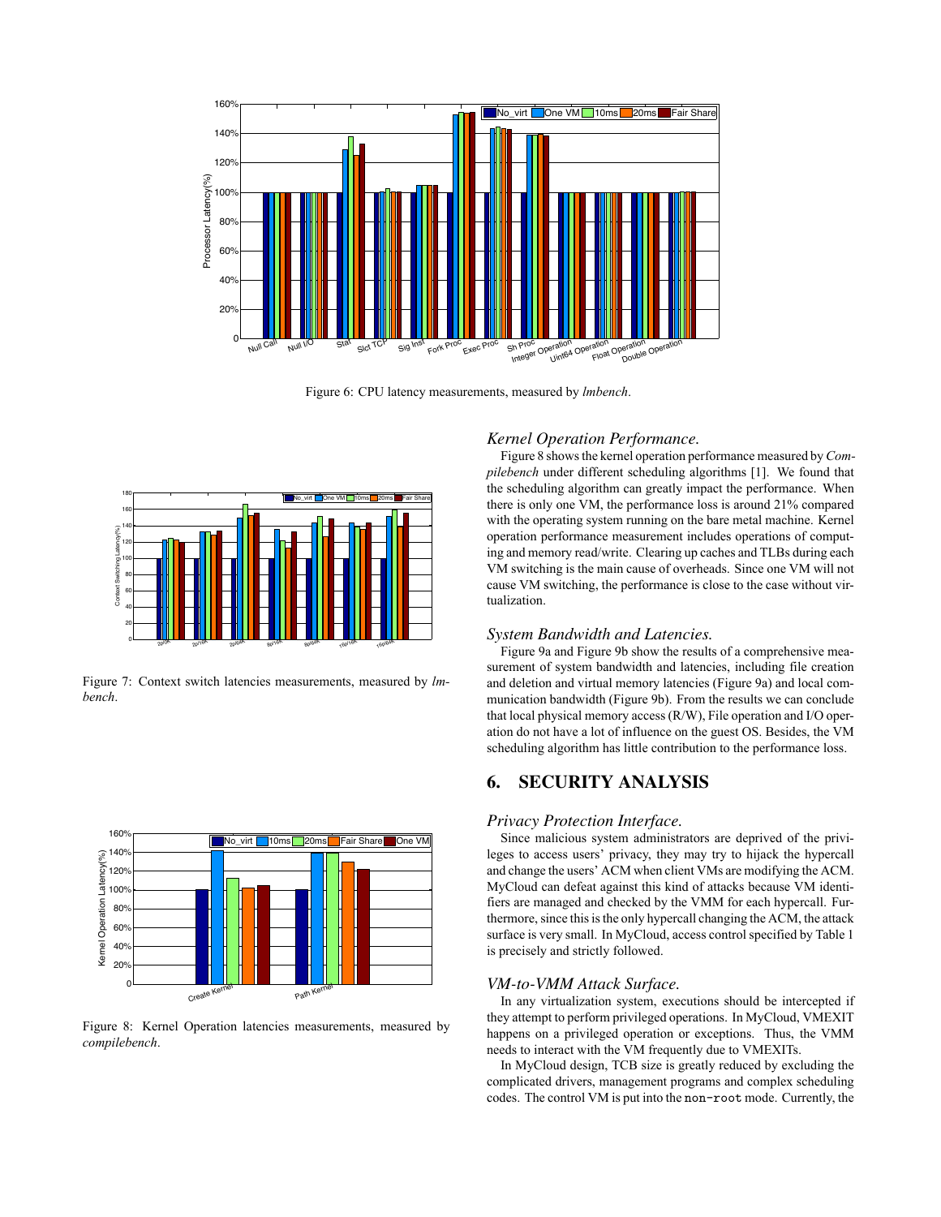Figure 6: CPU latency measurements, measured by *lmbench*.

Figure 7: Context switch latencies measurements, measured by *lmbench*.

Figure 8: Kernel Operation latencies measurements, measured by *compilebench*.

### *Kernel Operation Performance.*

Figure 8 shows the kernel operation performance measured by *Compilebench* under different scheduling algorithms [1]. We found that the scheduling algorithm can greatly impact the performance. When there is only one VM, the performance loss is around 21% compared with the operating system running on the bare metal machine. Kernel operation performance measurement includes operations of computing and memory read/write. Clearing up caches and TLBs during each VM switching is the main cause of overheads. Since one VM will not cause VM switching, the performance is close to the case without virtualization.

### *System Bandwidth and Latencies.*

Figure 9a and Figure 9b show the results of a comprehensive measurement of system bandwidth and latencies, including file creation and deletion and virtual memory latencies (Figure 9a) and local communication bandwidth (Figure 9b). From the results we can conclude that local physical memory access (R/W), File operation and I/O operation do not have a lot of influence on the guest OS. Besides, the VM scheduling algorithm has little contribution to the performance loss.

## 6. SECURITY ANALYSIS

### *Privacy Protection Interface.*

Since malicious system administrators are deprived of the privileges to access users' privacy, they may try to hijack the hypercall and change the users' ACM when client VMs are modifying the ACM. MyCloud can defeat against this kind of attacks because VM identifiers are managed and checked by the VMM for each hypercall. Furthermore, since this is the only hypercall changing the ACM, the attack surface is very small. In MyCloud, access control specified by Table 1 is precisely and strictly followed.

### *VM-to-VMM Attack Surface.*

In any virtualization system, executions should be intercepted if they attempt to perform privileged operations. In MyCloud, VMEXIT happens on a privileged operation or exceptions. Thus, the VMM needs to interact with the VM frequently due to VMEXITs.

In MyCloud design, TCB size is greatly reduced by excluding the complicated drivers, management programs and complex scheduling codes. The control VM is put into the `non-root` mode. Currently, the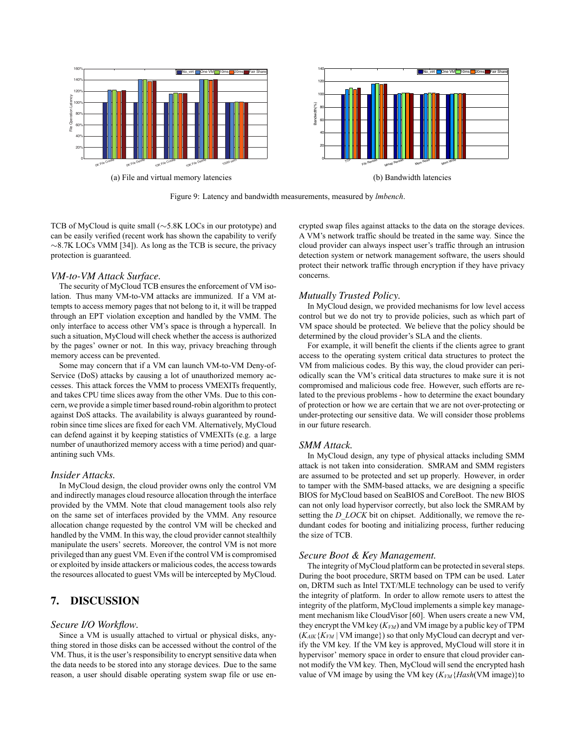160%
140%
120%
100%
80%
60%
40%
20%
0
File Operation Latency
No_virt One VM 10ms 20ms Fair Share
0K File Create
0K File Delete
10K File Create
10K File Delete
10000 sect

(a) File and virtual memory latencies

140
120
100
80
60
40
20
0
Bandwidth(%)
No_virt One VM 10ms 20ms Fair Share
TCP
File Reread
Mmap Reread
Mem Read
Mem Write

(b) Bandwidth latencies

Figure 9: Latency and bandwidth measurements, measured by *lmbench*.

TCB of MyCloud is quite small (∼5.8K LOCs in our prototype) and can be easily verified (recent work has shown the capability to verify ∼8.7K LOCs VMM [34]). As long as the TCB is secure, the privacy protection is guaranteed.

### *VM-to-VM Attack Surface.*

The security of MyCloud TCB ensures the enforcement of VM isolation. Thus many VM-to-VM attacks are immunized. If a VM attempts to access memory pages that not belong to it, it will be trapped through an EPT violation exception and handled by the VMM. The only interface to access other VM's space is through a hypercall. In such a situation, MyCloud will check whether the access is authorized by the pages' owner or not. In this way, privacy breaching through memory access can be prevented.

Some may concern that if a VM can launch VM-to-VM Deny-of-Service (DoS) attacks by causing a lot of unauthorized memory accesses. This attack forces the VMM to process VMEXITs frequently, and takes CPU time slices away from the other VMs. Due to this concern, we provide a simple timer based round-robin algorithm to protect against DoS attacks. The availability is always guaranteed by round-robin since time slices are fixed for each VM. Alternatively, MyCloud can defend against it by keeping statistics of VMEXITs (e.g. a large number of unauthorized memory access with a time period) and quarantining such VMs.

### *Insider Attacks.*

In MyCloud design, the cloud provider owns only the control VM and indirectly manages cloud resource allocation through the interface provided by the VMM. Note that cloud management tools also rely on the same set of interfaces provided by the VMM. Any resource allocation change requested by the control VM will be checked and handled by the VMM. In this way, the cloud provider cannot stealthily manipulate the users' secrets. Moreover, the control VM is not more privileged than any guest VM. Even if the control VM is compromised or exploited by inside attackers or malicious codes, the access towards the resources allocated to guest VMs will be intercepted by MyCloud.

## 7. DISCUSSION

### *Secure I/O Workflow.*

Since a VM is usually attached to virtual or physical disks, anything stored in those disks can be accessed without the control of the VM. Thus, it is the user's responsibility to encrypt sensitive data when the data needs to be stored into any storage devices. Due to the same reason, a user should disable operating system swap file or use encrypted swap files against attacks to the data on the storage devices. A VM's network traffic should be treated in the same way. Since the cloud provider can always inspect user's traffic through an intrusion detection system or network management software, the users should protect their network traffic through encryption if they have privacy concerns.

### *Mutually Trusted Policy.*

In MyCloud design, we provided mechanisms for low level access control but we do not try to provide policies, such as which part of VM space should be protected. We believe that the policy should be determined by the cloud provider's SLA and the clients.

For example, it will benefit the clients if the clients agree to grant access to the operating system critical data structures to protect the VM from malicious codes. By this way, the cloud provider can periodically scan the VM's critical data structures to make sure it is not compromised and malicious code free. However, such efforts are related to the previous problems - how to determine the exact boundary of protection or how we are certain that we are not over-protecting or under-protecting our sensitive data. We will consider those problems in our future research.

### *SMM Attack.*

In MyCloud design, any type of physical attacks including SMM attack is not taken into consideration. SMRAM and SMM registers are assumed to be protected and set up properly. However, in order to tamper with the SMM-based attacks, we are designing a specific BIOS for MyCloud based on SeaBIOS and CoreBoot. The new BIOS can not only load hypervisor correctly, but also lock the SMRAM by setting the *D_LOCK* bit on chipset. Additionally, we remove the redundant codes for booting and initializing process, further reducing the size of TCB.

### *Secure Boot & Key Management.*

The integrity of MyCloud platform can be protected in several steps. During the boot procedure, SRTM based on TPM can be used. Later on, DRTM such as Intel TXT/MLE technology can be used to verify the integrity of platform. In order to allow remote users to attest the integrity of the platform, MyCloud implements a simple key management mechanism like CloudVisor [60]. When users create a new VM, they encrypt the VM key ($K_{VM}$) and VM image by a public key of TPM ($K_{AIK}\{K_{VM}$ | VM imange$\}$) so that only MyCloud can decrypt and verify the VM key. If the VM key is approved, MyCloud will store it in hypervisor' memory space in order to ensure that cloud provider cannot modify the VM key. Then, MyCloud will send the encrypted hash value of VM image by using the VM key ($K_{VM}\{Hash$(VM image)$\}$to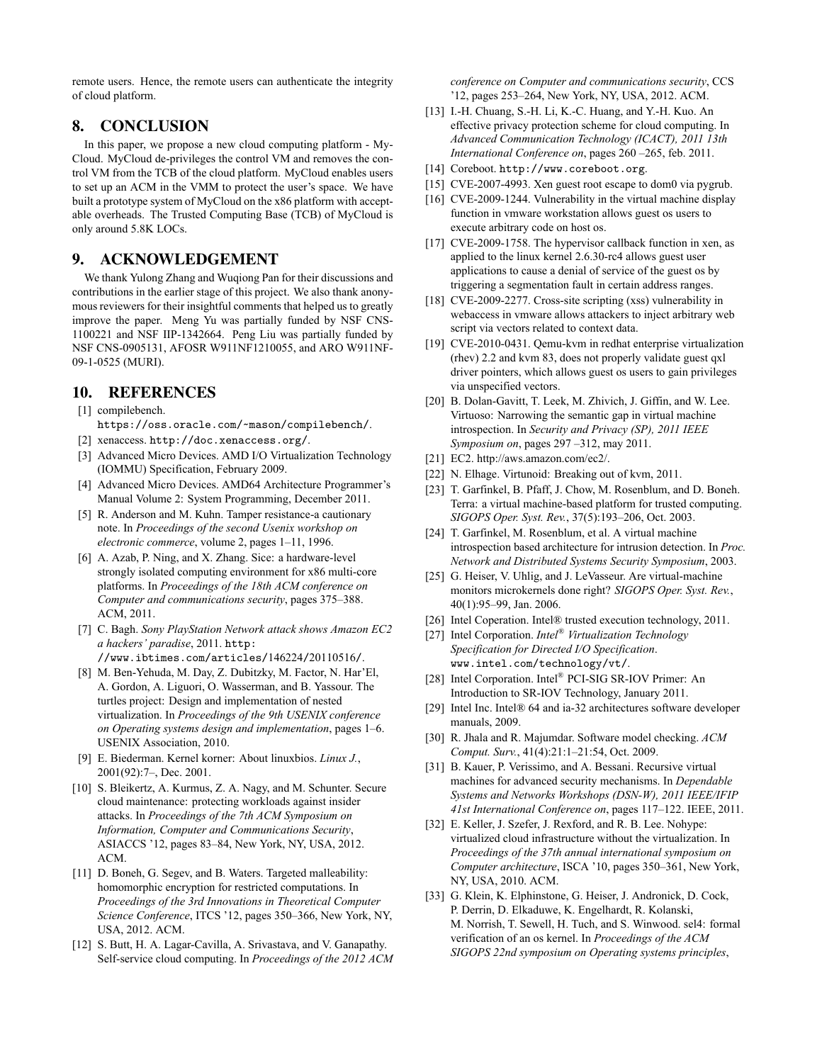remote users. Hence, the remote users can authenticate the integrity of cloud platform.

## 8. CONCLUSION

In this paper, we propose a new cloud computing platform - MyCloud. MyCloud de-privileges the control VM and removes the control VM from the TCB of the cloud platform. MyCloud enables users to set up an ACM in the VMM to protect the user's space. We have built a prototype system of MyCloud on the x86 platform with acceptable overheads. The Trusted Computing Base (TCB) of MyCloud is only around 5.8K LOCs.

## 9. ACKNOWLEDGEMENT

We thank Yulong Zhang and Wuqiong Pan for their discussions and contributions in the earlier stage of this project. We also thank anonymous reviewers for their insightful comments that helped us to greatly improve the paper. Meng Yu was partially funded by NSF CNS-1100221 and NSF IIP-1342664. Peng Liu was partially funded by NSF CNS-0905131, AFOSR W911NF1210055, and ARO W911NF-09-1-0525 (MURI).

## 10. REFERENCES

- [1] compilebench. `https://oss.oracle.com/~mason/compilebench/`.
- [2] xenaccess. `http://doc.xenaccess.org/`.
- [3] Advanced Micro Devices. AMD I/O Virtualization Technology (IOMMU) Specification, February 2009.
- [4] Advanced Micro Devices. AMD64 Architecture Programmer's Manual Volume 2: System Programming, December 2011.
- [5] R. Anderson and M. Kuhn. Tamper resistance-a cautionary note. In *Proceedings of the second Usenix workshop on electronic commerce*, volume 2, pages 1–11, 1996.
- [6] A. Azab, P. Ning, and X. Zhang. Sice: a hardware-level strongly isolated computing environment for x86 multi-core platforms. In *Proceedings of the 18th ACM conference on Computer and communications security*, pages 375–388. ACM, 2011.
- [7] C. Bagh. *Sony PlayStation Network attack shows Amazon EC2 a hackers' paradise*, 2011. `http://www.ibtimes.com/articles/146224/20110516/`.
- [8] M. Ben-Yehuda, M. Day, Z. Dubitzky, M. Factor, N. Har'El, A. Gordon, A. Liguori, O. Wasserman, and B. Yassour. The turtles project: Design and implementation of nested virtualization. In *Proceedings of the 9th USENIX conference on Operating systems design and implementation*, pages 1–6. USENIX Association, 2010.
- [9] E. Biederman. Kernel korner: About linuxbios. *Linux J.*, 2001(92):7–, Dec. 2001.
- [10] S. Bleikertz, A. Kurmus, Z. A. Nagy, and M. Schunter. Secure cloud maintenance: protecting workloads against insider attacks. In *Proceedings of the 7th ACM Symposium on Information, Computer and Communications Security*, ASIACCS '12, pages 83–84, New York, NY, USA, 2012. ACM.
- [11] D. Boneh, G. Segev, and B. Waters. Targeted malleability: homomorphic encryption for restricted computations. In *Proceedings of the 3rd Innovations in Theoretical Computer Science Conference*, ITCS '12, pages 350–366, New York, NY, USA, 2012. ACM.
- [12] S. Butt, H. A. Lagar-Cavilla, A. Srivastava, and V. Ganapathy. Self-service cloud computing. In *Proceedings of the 2012 ACM conference on Computer and communications security*, CCS '12, pages 253–264, New York, NY, USA, 2012. ACM.
- [13] I.-H. Chuang, S.-H. Li, K.-C. Huang, and Y.-H. Kuo. An effective privacy protection scheme for cloud computing. In *Advanced Communication Technology (ICACT), 2011 13th International Conference on*, pages 260 –265, feb. 2011.
- [14] Coreboot. `http://www.coreboot.org`.
- [15] CVE-2007-4993. Xen guest root escape to dom0 via pygrub.
- [16] CVE-2009-1244. Vulnerability in the virtual machine display function in vmware workstation allows guest os users to execute arbitrary code on host os.
- [17] CVE-2009-1758. The hypervisor callback function in xen, as applied to the linux kernel 2.6.30-rc4 allows guest user applications to cause a denial of service of the guest os by triggering a segmentation fault in certain address ranges.
- [18] CVE-2009-2277. Cross-site scripting (xss) vulnerability in webaccess in vmware allows attackers to inject arbitrary web script via vectors related to context data.
- [19] CVE-2010-0431. Qemu-kvm in redhat enterprise virtualization (rhev) 2.2 and kvm 83, does not properly validate guest qxl driver pointers, which allows guest os users to gain privileges via unspecified vectors.
- [20] B. Dolan-Gavitt, T. Leek, M. Zhivich, J. Giffin, and W. Lee. Virtuoso: Narrowing the semantic gap in virtual machine introspection. In *Security and Privacy (SP), 2011 IEEE Symposium on*, pages 297 –312, may 2011.
- [21] EC2. http://aws.amazon.com/ec2/.
- [22] N. Elhage. Virtunoid: Breaking out of kvm, 2011.
- [23] T. Garfinkel, B. Pfaff, J. Chow, M. Rosenblum, and D. Boneh. Terra: a virtual machine-based platform for trusted computing. *SIGOPS Oper. Syst. Rev.*, 37(5):193–206, Oct. 2003.
- [24] T. Garfinkel, M. Rosenblum, et al. A virtual machine introspection based architecture for intrusion detection. In *Proc. Network and Distributed Systems Security Symposium*, 2003.
- [25] G. Heiser, V. Uhlig, and J. LeVasseur. Are virtual-machine monitors microkernels done right? *SIGOPS Oper. Syst. Rev.*, 40(1):95–99, Jan. 2006.
- [26] Intel Coperation. Intel® trusted execution technology, 2011.
- [27] Intel Corporation. *Intel® Virtualization Technology Specification for Directed I/O Specification*. `www.intel.com/technology/vt/`.
- [28] Intel Corporation. Intel® PCI-SIG SR-IOV Primer: An Introduction to SR-IOV Technology, January 2011.
- [29] Intel Inc. Intel® 64 and ia-32 architectures software developer manuals, 2009.
- [30] R. Jhala and R. Majumdar. Software model checking. *ACM Comput. Surv.*, 41(4):21:1–21:54, Oct. 2009.
- [31] B. Kauer, P. Verissimo, and A. Bessani. Recursive virtual machines for advanced security mechanisms. In *Dependable Systems and Networks Workshops (DSN-W), 2011 IEEE/IFIP 41st International Conference on*, pages 117–122. IEEE, 2011.
- [32] E. Keller, J. Szefer, J. Rexford, and R. B. Lee. Nohype: virtualized cloud infrastructure without the virtualization. In *Proceedings of the 37th annual international symposium on Computer architecture*, ISCA '10, pages 350–361, New York, NY, USA, 2010. ACM.
- [33] G. Klein, K. Elphinstone, G. Heiser, J. Andronick, D. Cock, P. Derrin, D. Elkaduwe, K. Engelhardt, R. Kolanski, M. Norrish, T. Sewell, H. Tuch, and S. Winwood. sel4: formal verification of an os kernel. In *Proceedings of the ACM SIGOPS 22nd symposium on Operating systems principles*,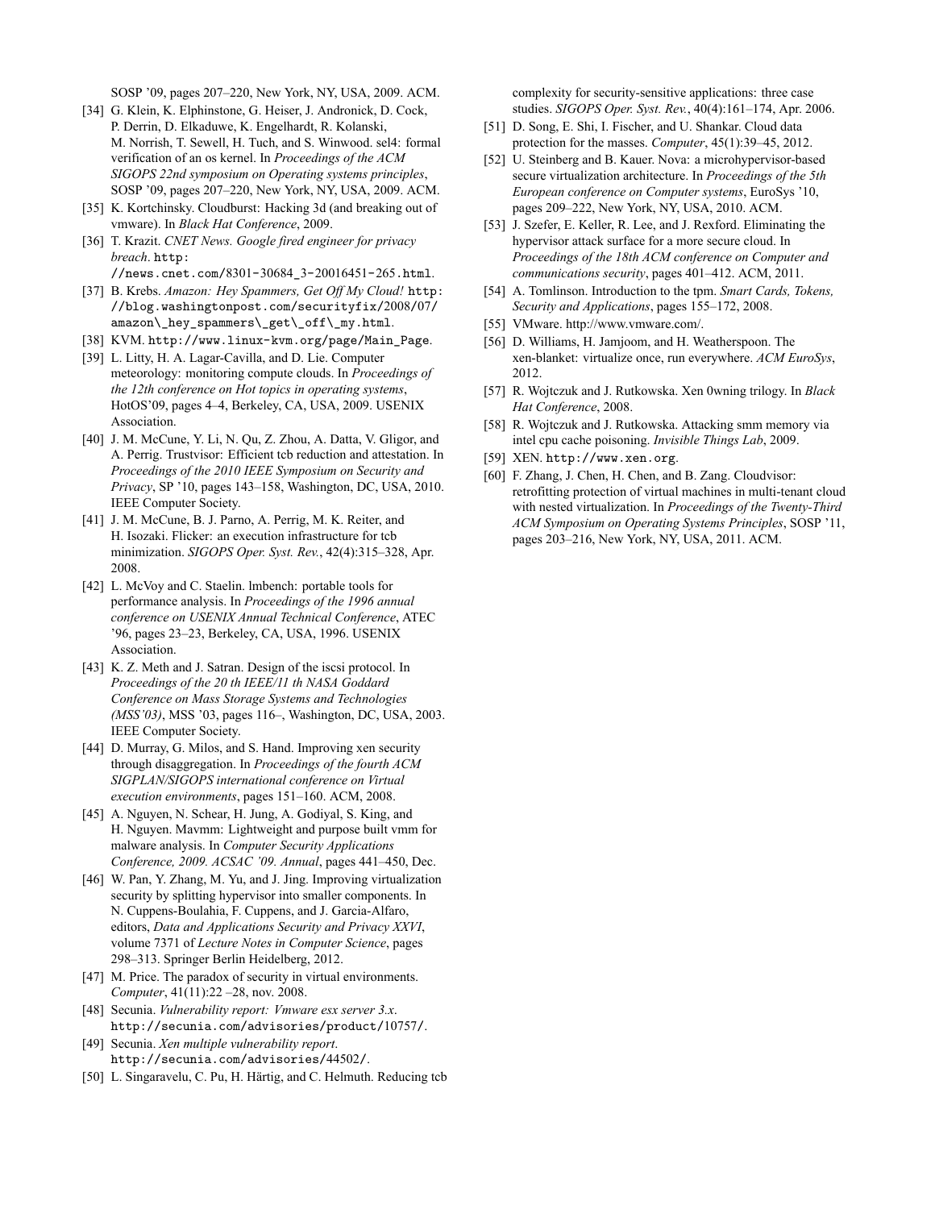SOSP '09, pages 207–220, New York, NY, USA, 2009. ACM.

[34] G. Klein, K. Elphinstone, G. Heiser, J. Andronick, D. Cock, P. Derrin, D. Elkaduwe, K. Engelhardt, R. Kolanski, M. Norrish, T. Sewell, H. Tuch, and S. Winwood. sel4: formal verification of an os kernel. In *Proceedings of the ACM SIGOPS 22nd symposium on Operating systems principles*, SOSP '09, pages 207–220, New York, NY, USA, 2009. ACM.

[35] K. Kortchinsky. Cloudburst: Hacking 3d (and breaking out of vmware). In *Black Hat Conference*, 2009.

[36] T. Krazit. *CNET News. Google fired engineer for privacy breach*. http://news.cnet.com/8301-30684_3-20016451-265.html.

[37] B. Krebs. *Amazon: Hey Spammers, Get Off My Cloud!* http://blog.washingtonpost.com/securityfix/2008/07/amazon\_hey_spammers\_get\_off\_my.html.

[38] KVM. http://www.linux-kvm.org/page/Main_Page.

[39] L. Litty, H. A. Lagar-Cavilla, and D. Lie. Computer meteorology: monitoring compute clouds. In *Proceedings of the 12th conference on Hot topics in operating systems*, HotOS'09, pages 4–4, Berkeley, CA, USA, 2009. USENIX Association.

[40] J. M. McCune, Y. Li, N. Qu, Z. Zhou, A. Datta, V. Gligor, and A. Perrig. Trustvisor: Efficient tcb reduction and attestation. In *Proceedings of the 2010 IEEE Symposium on Security and Privacy*, SP '10, pages 143–158, Washington, DC, USA, 2010. IEEE Computer Society.

[41] J. M. McCune, B. J. Parno, A. Perrig, M. K. Reiter, and H. Isozaki. Flicker: an execution infrastructure for tcb minimization. *SIGOPS Oper. Syst. Rev.*, 42(4):315–328, Apr. 2008.

[42] L. McVoy and C. Staelin. lmbench: portable tools for performance analysis. In *Proceedings of the 1996 annual conference on USENIX Annual Technical Conference*, ATEC '96, pages 23–23, Berkeley, CA, USA, 1996. USENIX Association.

[43] K. Z. Meth and J. Satran. Design of the iscsi protocol. In *Proceedings of the 20 th IEEE/11 th NASA Goddard Conference on Mass Storage Systems and Technologies (MSS'03)*, MSS '03, pages 116–, Washington, DC, USA, 2003. IEEE Computer Society.

[44] D. Murray, G. Milos, and S. Hand. Improving xen security through disaggregation. In *Proceedings of the fourth ACM SIGPLAN/SIGOPS international conference on Virtual execution environments*, pages 151–160. ACM, 2008.

[45] A. Nguyen, N. Schear, H. Jung, A. Godiyal, S. King, and H. Nguyen. Mavmm: Lightweight and purpose built vmm for malware analysis. In *Computer Security Applications Conference, 2009. ACSAC '09. Annual*, pages 441–450, Dec.

[46] W. Pan, Y. Zhang, M. Yu, and J. Jing. Improving virtualization security by splitting hypervisor into smaller components. In N. Cuppens-Boulahia, F. Cuppens, and J. Garcia-Alfaro, editors, *Data and Applications Security and Privacy XXVI*, volume 7371 of *Lecture Notes in Computer Science*, pages 298–313. Springer Berlin Heidelberg, 2012.

[47] M. Price. The paradox of security in virtual environments. *Computer*, 41(11):22 –28, nov. 2008.

[48] Secunia. *Vulnerability report: Vmware esx server 3.x*. http://secunia.com/advisories/product/10757/.

[49] Secunia. *Xen multiple vulnerability report*. http://secunia.com/advisories/44502/.

[50] L. Singaravelu, C. Pu, H. Härtig, and C. Helmuth. Reducing tcb complexity for security-sensitive applications: three case studies. *SIGOPS Oper. Syst. Rev.*, 40(4):161–174, Apr. 2006.

[51] D. Song, E. Shi, I. Fischer, and U. Shankar. Cloud data protection for the masses. *Computer*, 45(1):39–45, 2012.

[52] U. Steinberg and B. Kauer. Nova: a microhypervisor-based secure virtualization architecture. In *Proceedings of the 5th European conference on Computer systems*, EuroSys '10, pages 209–222, New York, NY, USA, 2010. ACM.

[53] J. Szefer, E. Keller, R. Lee, and J. Rexford. Eliminating the hypervisor attack surface for a more secure cloud. In *Proceedings of the 18th ACM conference on Computer and communications security*, pages 401–412. ACM, 2011.

[54] A. Tomlinson. Introduction to the tpm. *Smart Cards, Tokens, Security and Applications*, pages 155–172, 2008.

[55] VMware. http://www.vmware.com/.

[56] D. Williams, H. Jamjoom, and H. Weatherspoon. The xen-blanket: virtualize once, run everywhere. *ACM EuroSys*, 2012.

[57] R. Wojtczuk and J. Rutkowska. Xen 0wning trilogy. In *Black Hat Conference*, 2008.

[58] R. Wojtczuk and J. Rutkowska. Attacking smm memory via intel cpu cache poisoning. *Invisible Things Lab*, 2009.

[59] XEN. http://www.xen.org.

[60] F. Zhang, J. Chen, H. Chen, and B. Zang. Cloudvisor: retrofitting protection of virtual machines in multi-tenant cloud with nested virtualization. In *Proceedings of the Twenty-Third ACM Symposium on Operating Systems Principles*, SOSP '11, pages 203–216, New York, NY, USA, 2011. ACM.